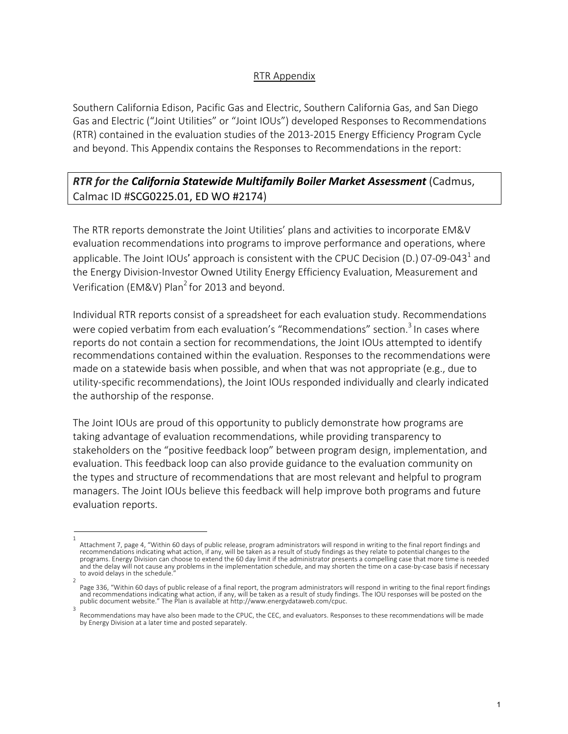RTR Appendix

Southern California Edison, Pacific Gas and Electric, Southern California Gas, and San Diego Gas and Electric ("Joint Utilities" or "Joint IOUs") developed Responses to Recommendations (RTR) contained in the evaluation studies of the 2013-2015 Energy Efficiency Program Cycle and beyond. This Appendix contains the Responses to Recommendations in the report:

***RTR for the California Statewide Multifamily Boiler Market Assessment*** (Cadmus, Calmac ID #SCG0225.01, ED WO #2174)

The RTR reports demonstrate the Joint Utilities' plans and activities to incorporate EM&V evaluation recommendations into programs to improve performance and operations, where applicable. The Joint IOUs' approach is consistent with the CPUC Decision (D.) 07-09-043[1] and the Energy Division-Investor Owned Utility Energy Efficiency Evaluation, Measurement and Verification (EM&V) Plan[2] for 2013 and beyond.

Individual RTR reports consist of a spreadsheet for each evaluation study. Recommendations were copied verbatim from each evaluation's "Recommendations" section.[3] In cases where reports do not contain a section for recommendations, the Joint IOUs attempted to identify recommendations contained within the evaluation. Responses to the recommendations were made on a statewide basis when possible, and when that was not appropriate (e.g., due to utility-specific recommendations), the Joint IOUs responded individually and clearly indicated the authorship of the response.

The Joint IOUs are proud of this opportunity to publicly demonstrate how programs are taking advantage of evaluation recommendations, while providing transparency to stakeholders on the "positive feedback loop" between program design, implementation, and evaluation. This feedback loop can also provide guidance to the evaluation community on the types and structure of recommendations that are most relevant and helpful to program managers. The Joint IOUs believe this feedback will help improve both programs and future evaluation reports.

---

[1] Attachment 7, page 4, "Within 60 days of public release, program administrators will respond in writing to the final report findings and recommendations indicating what action, if any, will be taken as a result of study findings as they relate to potential changes to the programs. Energy Division can choose to extend the 60 day limit if the administrator presents a compelling case that more time is needed and the delay will not cause any problems in the implementation schedule, and may shorten the time on a case-by-case basis if necessary to avoid delays in the schedule."

[2] Page 336, "Within 60 days of public release of a final report, the program administrators will respond in writing to the final report findings and recommendations indicating what action, if any, will be taken as a result of study findings. The IOU responses will be posted on the public document website." The Plan is available at http://www.energydataweb.com/cpuc.

[3] Recommendations may have also been made to the CPUC, the CEC, and evaluators. Responses to these recommendations will be made by Energy Division at a later time and posted separately.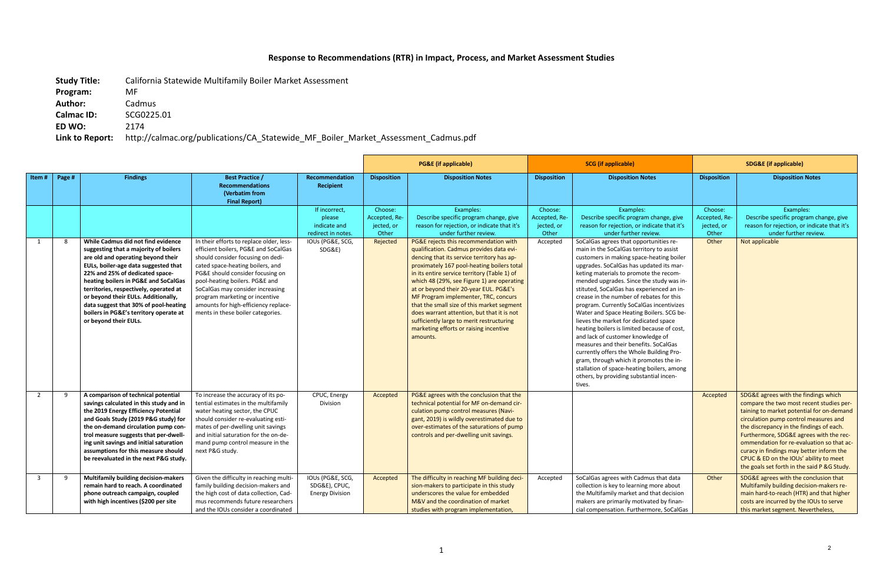## Response to Recommendations (RTR) in Impact, Process, and Market Assessment Studies

**Study Title:** California Statewide Multifamily Boiler Market Assessment
**Program:** MF
**Author:** Cadmus
**Calmac ID:** SCG0225.01
**ED WO:** 2174
**Link to Report:** http://calmac.org/publications/CA_Statewide_MF_Boiler_Market_Assessment_Cadmus.pdf

| | | | | | PG&E (if applicable) | | SCG (if applicable) | | SDG&E (if applicable) | |
|---|---|---|---|---|---|---|---|---|---|---|
| **Item #** | **Page #** | **Findings** | **Best Practice / Recommendations (Verbatim from Final Report)** | **Recommendation Recipient** | **Disposition** | **Disposition Notes** | **Disposition** | **Disposition Notes** | **Disposition** | **Disposition Notes** |
| | | | | If incorrect, please indicate and redirect in notes. | Choose: Accepted, Rejected, or Other | Examples: Describe specific program change, give reason for rejection, or indicate that it's under further review. | Choose: Accepted, Rejected, or Other | Examples: Describe specific program change, give reason for rejection, or indicate that it's under further review. | Choose: Accepted, Rejected, or Other | Examples: Describe specific program change, give reason for rejection, or indicate that it's under further review. |
| 1 | 8 | **While Cadmus did not find evidence suggesting that a majority of boilers are old and operating beyond their EULs, boiler-age data suggested that 22% and 25% of dedicated space-heating boilers in PG&E and SoCalGas territories, respectively, operated at or beyond their EULs. Additionally, data suggest that 30% of pool-heating boilers in PG&E's territory operate at or beyond their EULs.** | In their efforts to replace older, less-efficient boilers, PG&E and SoCalGas should consider focusing on dedicated space-heating boilers, and PG&E should consider focusing on pool-heating boilers. PG&E and SoCalGas may consider increasing program marketing or incentive amounts for high-efficiency replacements in these boiler categories. | IOUs (PG&E, SCG, SDG&E) | Rejected | PG&E rejects this recommendation with qualification. Cadmus provides data evidencing that its service territory has approximately 167 pool-heating boilers total in its entire service territory (Table 1) of which 48 (29%, see Figure 1) are operating at or beyond their 20-year EUL. PG&E's MF Program implementer, TRC, concurs that the small size of this market segment does warrant attention, but that it is not sufficiently large to merit restructuring marketing efforts or raising incentive amounts. | Accepted | SoCalGas agrees that opportunities remain in the SoCalGas territory to assist customers in making space-heating boiler upgrades. SoCalGas has updated its marketing materials to promote the recommended upgrades. Since the study was instituted, SoCalGas has experienced an increase in the number of rebates for this program. Currently SoCalGas incentivizes Water and Space Heating Boilers. SCG believes the market for dedicated space heating boilers is limited because of cost, and lack of customer knowledge of measures and their benefits. SoCalGas currently offers the Whole Building Program, through which it promotes the installation of space-heating boilers, among others, by providing substantial incentives. | Other | Not applicable |
| 2 | 9 | **A comparison of technical potential savings calculated in this study and in the 2019 Energy Efficiency Potential and Goals Study (2019 P&G study) for the on-demand circulation pump control measure suggests that per-dwelling unit savings and initial saturation assumptions for this measure should be reevaluated in the next P&G study.** | To increase the accuracy of its potential estimates in the multifamily water heating sector, the CPUC should consider re-evaluating estimates of per-dwelling unit savings and initial saturation for the on-demand pump control measure in the next P&G study. | CPUC, Energy Division | Accepted | PG&E agrees with the conclusion that the technical potential for MF on-demand circulation pump control measures (Navigant, 2019) is wildly overestimated due to over-estimates of the saturations of pump controls and per-dwelling unit savings. | | | Accepted | SDG&E agrees with the findings which compare the two most recent studies pertaining to market potential for on-demand circulation pump control measures and the discrepancy in the findings of each. Furthermore, SDG&E agrees with the recommendation for re-evaluation so that accuracy in findings may better inform the CPUC & ED on the IOUs' ability to meet the goals set forth in the said P & G Study. |
| 3 | 9 | **Multifamily building decision-makers remain hard to reach. A coordinated phone outreach campaign, coupled with high incentives ($200 per site** | Given the difficulty in reaching multifamily building decision-makers and the high cost of data collection, Cadmus recommends future researchers and the IOUs consider a coordinated | IOUs (PG&E, SCG, SDG&E), CPUC, Energy Division | Accepted | The difficulty in reaching MF building decision-makers to participate in this study underscores the value for embedded M&V and the coordination of market studies with program implementation, | Accepted | SoCalGas agrees with Cadmus that data collection is key to learning more about the Multifamily market and that decision makers are primarily motivated by financial compensation. Furthermore, SoCalGas | Other | SDG&E agrees with the conclusion that Multifamily building decision-makers remain hard-to-reach (HTR) and that higher costs are incurred by the IOUs to serve this market segment. Nevertheless, |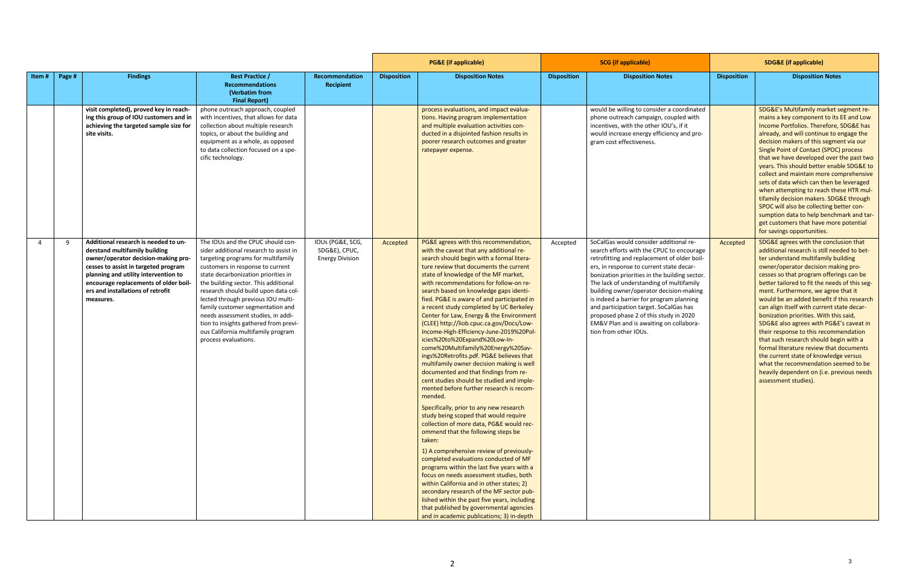| Item # | Page # | Findings | Best Practice / Recommendations (Verbatim from Final Report) | Recommendation Recipient | PG&E (if applicable) | | SCG (if applicable) | | SDG&E (if applicable) | |
|---|---|---|---|---|---|---|---|---|---|---|
| | | | | | Disposition | Disposition Notes | Disposition | Disposition Notes | Disposition | Disposition Notes |
| | | **visit completed), proved key in reaching this group of IOU customers and in achieving the targeted sample size for site visits.** | phone outreach approach, coupled with incentives, that allows for data collection about multiple research topics, or about the building and equipment as a whole, as opposed to data collection focused on a specific technology. | | | process evaluations, and impact evaluations. Having program implementation and multiple evaluation activities conducted in a disjointed fashion results in poorer research outcomes and greater ratepayer expense. | | would be willing to consider a coordinated phone outreach campaign, coupled with incentives, with the other IOU's, if it would increase energy efficiency and program cost effectiveness. | | SDG&E's Multifamily market segment remains a key component to its EE and Low Income Portfolios. Therefore, SDG&E has already, and will continue to engage the decision makers of this segment via our Single Point of Contact (SPOC) process that we have developed over the past two years. This should better enable SDG&E to collect and maintain more comprehensive sets of data which can then be leveraged when attempting to reach these HTR multifamily decision makers. SDG&E through SPOC will also be collecting better consumption data to help benchmark and target customers that have more potential for savings opportunities. |
| 4 | 9 | **Additional research is needed to understand multifamily building owner/operator decision-making processes to assist in targeted program planning and utility intervention to encourage replacements of older boilers and installations of retrofit measures.** | The IOUs and the CPUC should consider additional research to assist in targeting programs for multifamily customers in response to current state decarbonization priorities in the building sector. This additional research should build upon data collected through previous IOU multifamily customer segmentation and needs assessment studies, in addition to insights gathered from previous California multifamily program process evaluations. | IOUs (PG&E, SCG, SDG&E), CPUC, Energy Division | Accepted | PG&E agrees with this recommendation, with the caveat that any additional research should begin with a formal literature review that documents the current state of knowledge of the MF market, with recommendations for follow-on research based on knowledge gaps identified. PG&E is aware of and participated in a recent study completed by UC Berkeley Center for Law, Energy & the Environment (CLEE) http://liob.cpuc.ca.gov/Docs/Low-Income-High-Efficiency-June-2019%20Policies%20to%20Expand%20Low-Income%20Multifamily%20Energy%20Savings%20Retrofits.pdf. PG&E believes that multifamily owner decision making is well documented and that findings from recent studies should be studied and implemented before further research is recommended. <br><br> Specifically, prior to any new research study being scoped that would require collection of more data, PG&E would recommend that the following steps be taken: <br><br> 1) A comprehensive review of previously-completed evaluations conducted of MF programs within the last five years with a focus on needs assessment studies, both within California and in other states; 2) secondary research of the MF sector published within the past five years, including that published by governmental agencies and in academic publications; 3) in-depth | Accepted | SoCalGas would consider additional research efforts with the CPUC to encourage retrofitting and replacement of older boilers, in response to current state decarbonization priorities in the building sector. The lack of understanding of multifamily building owner/operator decision-making is indeed a barrier for program planning and participation target. SoCalGas has proposed phase 2 of this study in 2020 EM&V Plan and is awaiting on collaboration from other IOUs. | Accepted | SDG&E agrees with the conclusion that additional research is still needed to better understand multifamily building owner/operator decision making processes so that program offerings can be better tailored to fit the needs of this segment. Furthermore, we agree that it would be an added benefit if this research can align itself with current state decarbonization priorities. With this said, SDG&E also agrees with PG&E's caveat in their response to this recommendation that such research should begin with a formal literature review that documents the current state of knowledge versus what the recommendation seemed to be heavily dependent on (i.e. previous needs assessment studies). |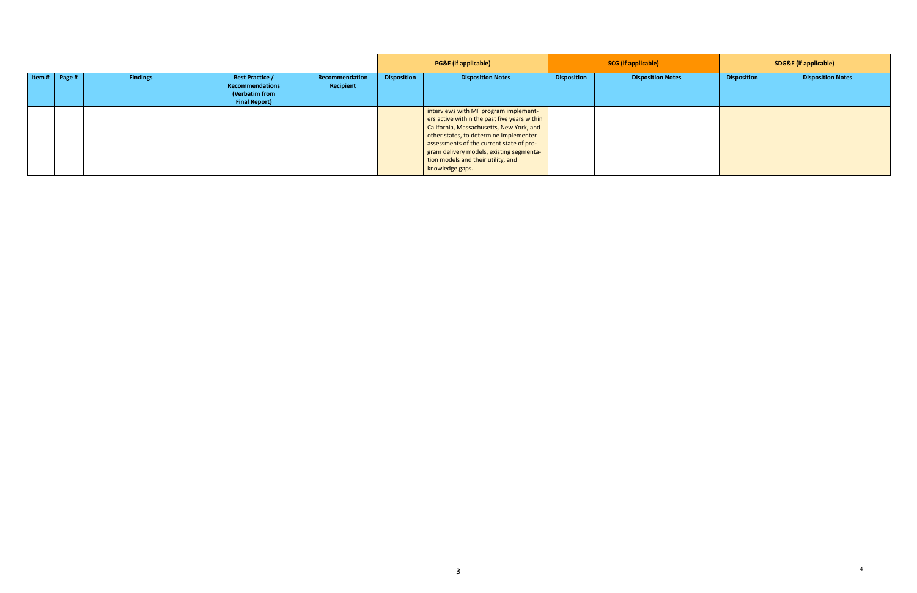| | | | | | PG&E (if applicable) | | SCG (if applicable) | | SDG&E (if applicable) | |
|---|---|---|---|---|---|---|---|---|---|---|
| Item # | Page # | Findings | Best Practice / Recommendations (Verbatim from Final Report) | Recommendation Recipient | Disposition | Disposition Notes | Disposition | Disposition Notes | Disposition | Disposition Notes |
| | | | | | | interviews with MF program implementers active within the past five years within California, Massachusetts, New York, and other states, to determine implementer assessments of the current state of program delivery models, existing segmentation models and their utility, and knowledge gaps. | | | | |